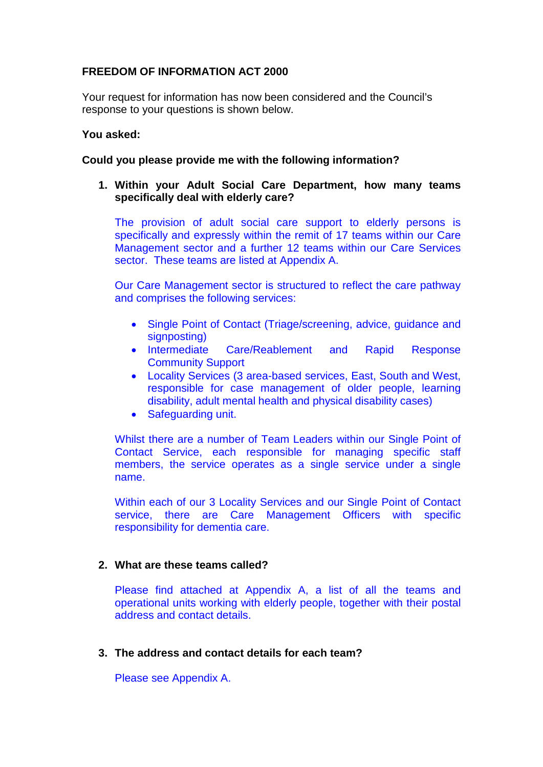**FREEDOM OF INFORMATION ACT 2000**

Your request for information has now been considered and the Council's response to your questions is shown below.

**You asked:**

**Could you please provide me with the following information?**

1. **Within your Adult Social Care Department, how many teams specifically deal with elderly care?**

   The provision of adult social care support to elderly persons is specifically and expressly within the remit of 17 teams within our Care Management sector and a further 12 teams within our Care Services sector. These teams are listed at Appendix A.

   Our Care Management sector is structured to reflect the care pathway and comprises the following services:

   - Single Point of Contact (Triage/screening, advice, guidance and signposting)
   - Intermediate Care/Reablement and Rapid Response Community Support
   - Locality Services (3 area-based services, East, South and West, responsible for case management of older people, learning disability, adult mental health and physical disability cases)
   - Safeguarding unit.

   Whilst there are a number of Team Leaders within our Single Point of Contact Service, each responsible for managing specific staff members, the service operates as a single service under a single name.

   Within each of our 3 Locality Services and our Single Point of Contact service, there are Care Management Officers with specific responsibility for dementia care.

2. **What are these teams called?**

   Please find attached at Appendix A, a list of all the teams and operational units working with elderly people, together with their postal address and contact details.

3. **The address and contact details for each team?**

   Please see Appendix A.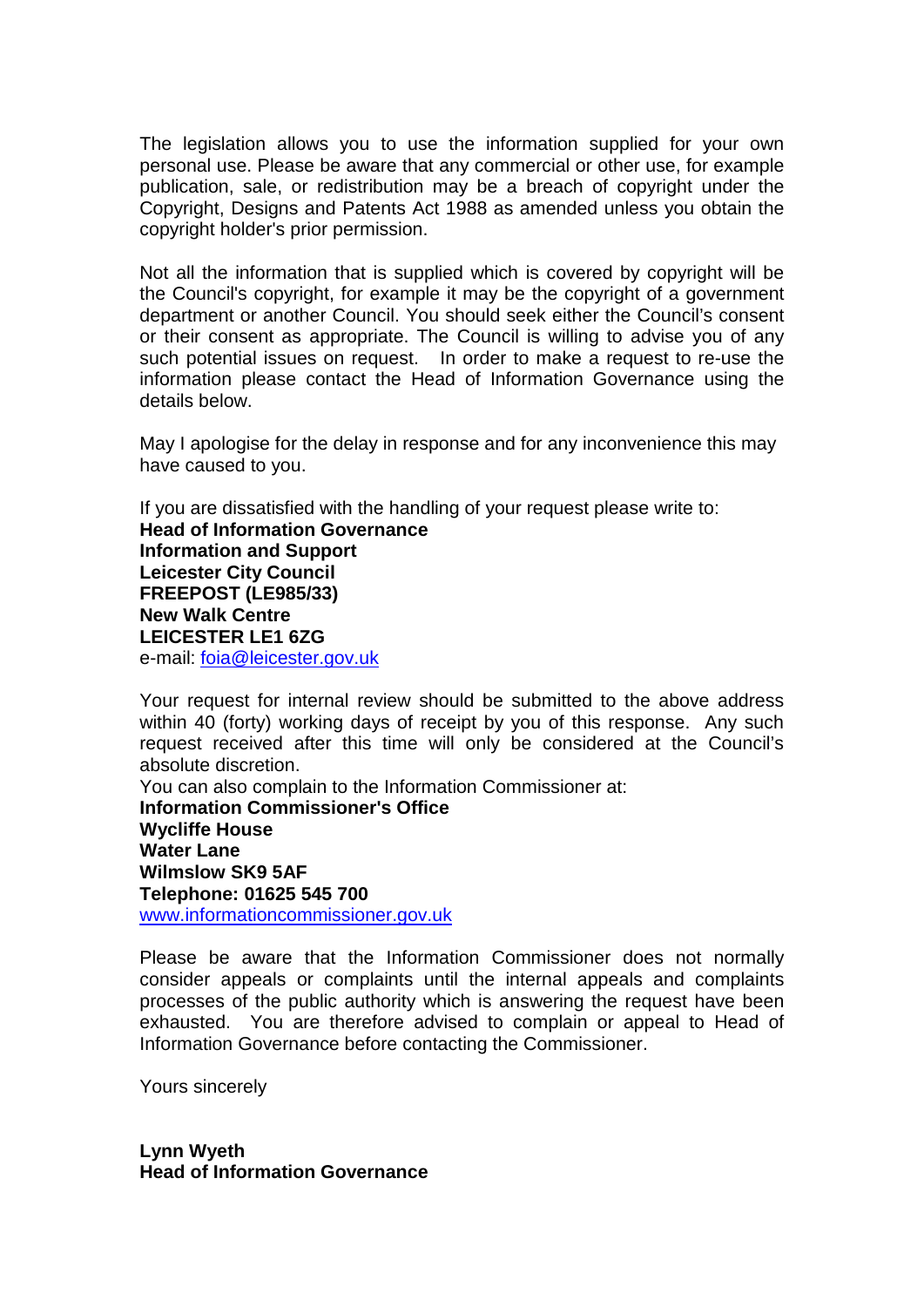The legislation allows you to use the information supplied for your own personal use. Please be aware that any commercial or other use, for example publication, sale, or redistribution may be a breach of copyright under the Copyright, Designs and Patents Act 1988 as amended unless you obtain the copyright holder's prior permission.

Not all the information that is supplied which is covered by copyright will be the Council's copyright, for example it may be the copyright of a government department or another Council. You should seek either the Council's consent or their consent as appropriate. The Council is willing to advise you of any such potential issues on request. In order to make a request to re-use the information please contact the Head of Information Governance using the details below.

May I apologise for the delay in response and for any inconvenience this may have caused to you.

If you are dissatisfied with the handling of your request please write to:
**Head of Information Governance**
**Information and Support**
**Leicester City Council**
**FREEPOST (LE985/33)**
**New Walk Centre**
**LEICESTER LE1 6ZG**
e-mail: foia@leicester.gov.uk

Your request for internal review should be submitted to the above address within 40 (forty) working days of receipt by you of this response. Any such request received after this time will only be considered at the Council's absolute discretion.
You can also complain to the Information Commissioner at:
**Information Commissioner's Office**
**Wycliffe House**
**Water Lane**
**Wilmslow SK9 5AF**
**Telephone: 01625 545 700**
www.informationcommissioner.gov.uk

Please be aware that the Information Commissioner does not normally consider appeals or complaints until the internal appeals and complaints processes of the public authority which is answering the request have been exhausted. You are therefore advised to complain or appeal to Head of Information Governance before contacting the Commissioner.

Yours sincerely

**Lynn Wyeth**
**Head of Information Governance**